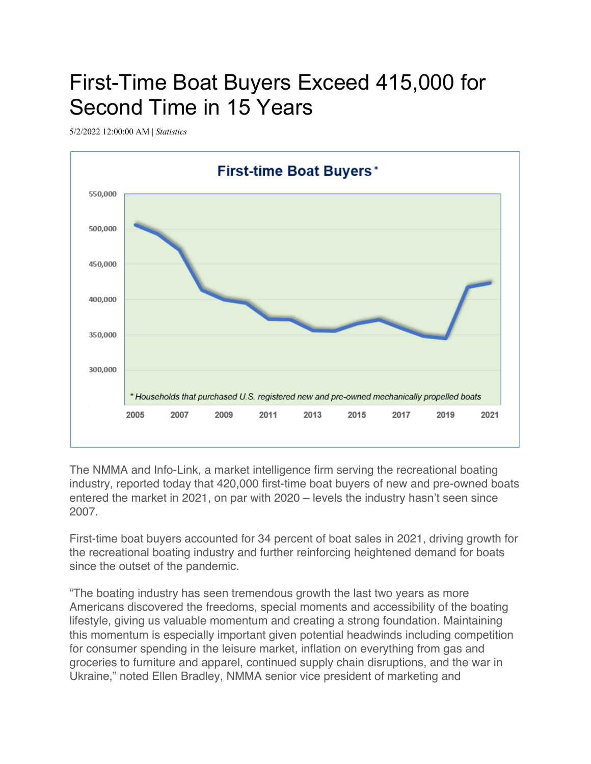# First-Time Boat Buyers Exceed 415,000 for Second Time in 15 Years

5/2/2022 12:00:00 AM | *Statistics*

**First-time Boat Buyers** *

\* *Households that purchased U.S. registered new and pre-owned mechanically propelled boats*

The NMMA and Info-Link, a market intelligence firm serving the recreational boating industry, reported today that 420,000 first-time boat buyers of new and pre-owned boats entered the market in 2021, on par with 2020 – levels the industry hasn't seen since 2007.

First-time boat buyers accounted for 34 percent of boat sales in 2021, driving growth for the recreational boating industry and further reinforcing heightened demand for boats since the outset of the pandemic.

"The boating industry has seen tremendous growth the last two years as more Americans discovered the freedoms, special moments and accessibility of the boating lifestyle, giving us valuable momentum and creating a strong foundation. Maintaining this momentum is especially important given potential headwinds including competition for consumer spending in the leisure market, inflation on everything from gas and groceries to furniture and apparel, continued supply chain disruptions, and the war in Ukraine," noted Ellen Bradley, NMMA senior vice president of marketing and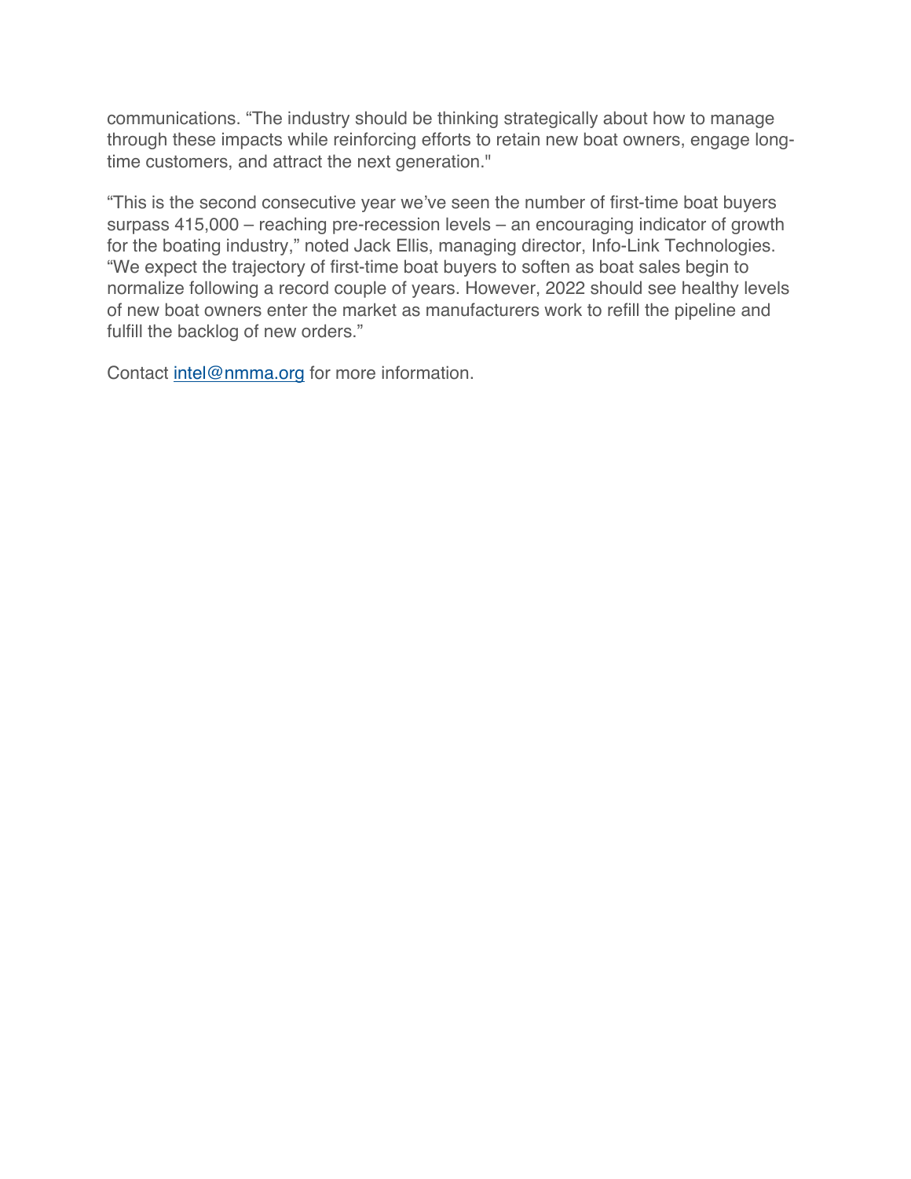communications. “The industry should be thinking strategically about how to manage through these impacts while reinforcing efforts to retain new boat owners, engage long-time customers, and attract the next generation."

“This is the second consecutive year we’ve seen the number of first-time boat buyers surpass 415,000 – reaching pre-recession levels – an encouraging indicator of growth for the boating industry,” noted Jack Ellis, managing director, Info-Link Technologies. “We expect the trajectory of first-time boat buyers to soften as boat sales begin to normalize following a record couple of years. However, 2022 should see healthy levels of new boat owners enter the market as manufacturers work to refill the pipeline and fulfill the backlog of new orders.”

Contact intel@nmma.org for more information.